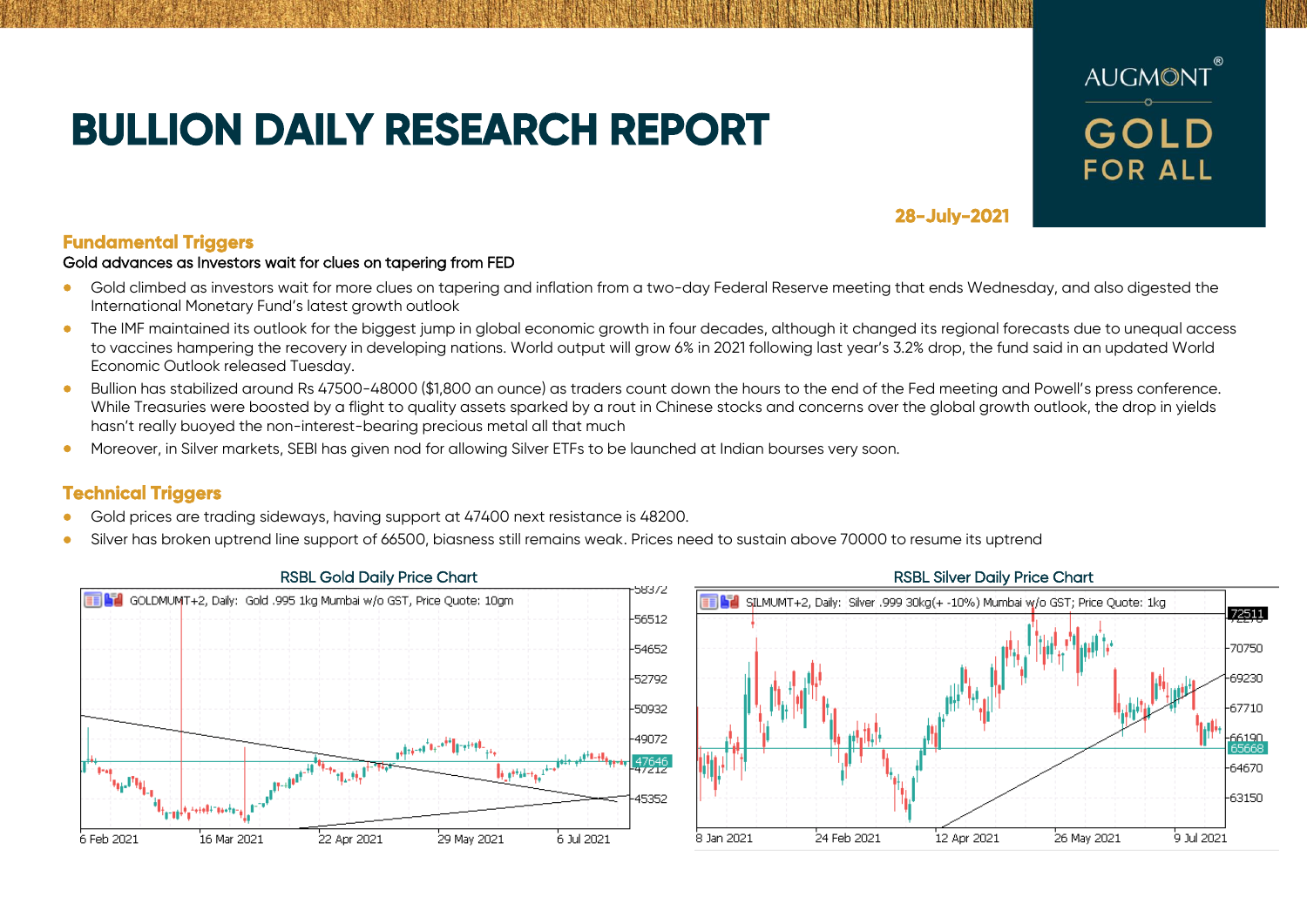# BULLION DAILY RESEARCH REPORT

AUGMONT® GOLD FOR ALL

28-July-2021

## Fundamental Triggers

Gold advances as Investors wait for clues on tapering from FED

- Gold climbed as investors wait for more clues on tapering and inflation from a two-day Federal Reserve meeting that ends Wednesday, and also digested the International Monetary Fund's latest growth outlook
- The IMF maintained its outlook for the biggest jump in global economic growth in four decades, although it changed its regional forecasts due to unequal access to vaccines hampering the recovery in developing nations. World output will grow 6% in 2021 following last year's 3.2% drop, the fund said in an updated World Economic Outlook released Tuesday.
- Bullion has stabilized around Rs 47500-48000 ($1,800 an ounce) as traders count down the hours to the end of the Fed meeting and Powell's press conference. While Treasuries were boosted by a flight to quality assets sparked by a rout in Chinese stocks and concerns over the global growth outlook, the drop in yields hasn't really buoyed the non-interest-bearing precious metal all that much
- Moreover, in Silver markets, SEBI has given nod for allowing Silver ETFs to be launched at Indian bourses very soon.

## Technical Triggers

- Gold prices are trading sideways, having support at 47400 next resistance is 48200.
- Silver has broken uptrend line support of 66500, biasness still remains weak. Prices need to sustain above 70000 to resume its uptrend

RSBL Gold Daily Price Chart

RSBL Silver Daily Price Chart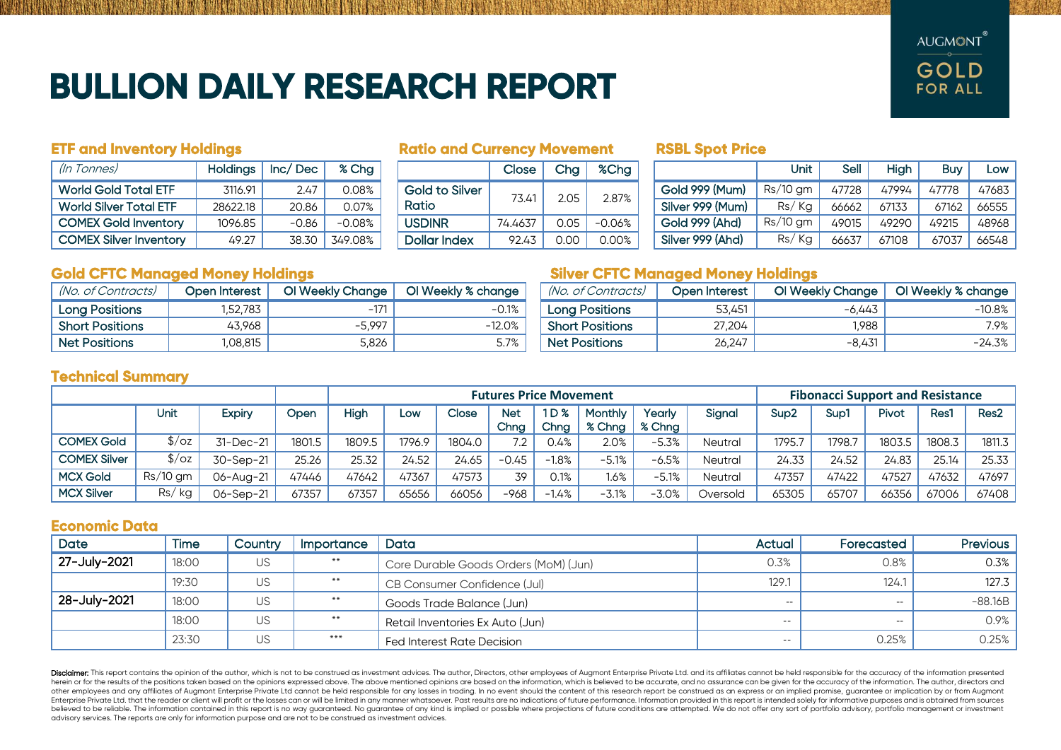# BULLION DAILY RESEARCH REPORT

AUGMONT GOLD FOR ALL

## ETF and Inventory Holdings

| *(In Tonnes)* | Holdings | Inc/ Dec | % Chg |
|---|---|---|---|
| World Gold Total ETF | 3116.91 | 2.47 | 0.08% |
| World Silver Total ETF | 28622.18 | 20.86 | 0.07% |
| COMEX Gold Inventory | 1096.85 | -0.86 | -0.08% |
| COMEX Silver Inventory | 49.27 | 38.30 | 349.08% |

## Ratio and Currency Movement

| | Close | Chg | %Chg |
|---|---|---|---|
| Gold to Silver Ratio | 73.41 | 2.05 | 2.87% |
| USDINR | 74.4637 | 0.05 | -0.06% |
| Dollar Index | 92.43 | 0.00 | 0.00% |

## RSBL Spot Price

| | Unit | Sell | High | Buy | Low |
|---|---|---|---|---|---|
| Gold 999 (Mum) | Rs/10 gm | 47728 | 47994 | 47778 | 47683 |
| Silver 999 (Mum) | Rs/ Kg | 66662 | 67133 | 67162 | 66555 |
| Gold 999 (Ahd) | Rs/10 gm | 49015 | 49290 | 49215 | 48968 |
| Silver 999 (Ahd) | Rs/ Kg | 66637 | 67108 | 67037 | 66548 |

## Gold CFTC Managed Money Holdings

| *(No. of Contracts)* | Open Interest | OI Weekly Change | OI Weekly % change |
|---|---|---|---|
| Long Positions | 1,52,783 | -171 | -0.1% |
| Short Positions | 43,968 | -5,997 | -12.0% |
| Net Positions | 1,08,815 | 5,826 | 5.7% |

## Silver CFTC Managed Money Holdings

| *(No. of Contracts)* | Open Interest | OI Weekly Change | OI Weekly % change |
|---|---|---|---|
| Long Positions | 53,451 | -6,443 | -10.8% |
| Short Positions | 27,204 | 1,988 | 7.9% |
| Net Positions | 26,247 | -8,431 | -24.3% |

## Technical Summary

| | | | | Futures Price Movement | | | | | | | | Fibonacci Support and Resistance | | | | |
|---|---|---|---|---|---|---|---|---|---|---|---|---|---|---|---|---|
| | Unit | Expiry | Open | High | Low | Close | Net Chng | 1 D % Chng | Monthly % Chng | Yearly % Chng | Signal | Sup2 | Sup1 | Pivot | Res1 | Res2 |
| COMEX Gold | $/oz | 31-Dec-21 | 1801.5 | 1809.5 | 1796.9 | 1804.0 | 7.2 | 0.4% | 2.0% | -5.3% | Neutral | 1795.7 | 1798.7 | 1803.5 | 1808.3 | 1811.3 |
| COMEX Silver | $/oz | 30-Sep-21 | 25.26 | 25.32 | 24.52 | 24.65 | -0.45 | -1.8% | -5.1% | -6.5% | Neutral | 24.33 | 24.52 | 24.83 | 25.14 | 25.33 |
| MCX Gold | Rs/10 gm | 06-Aug-21 | 47446 | 47642 | 47367 | 47573 | 39 | 0.1% | 1.6% | -5.1% | Neutral | 47357 | 47422 | 47527 | 47632 | 47697 |
| MCX Silver | Rs/ kg | 06-Sep-21 | 67357 | 67357 | 65656 | 66056 | -968 | -1.4% | -3.1% | -3.0% | Oversold | 65305 | 65707 | 66356 | 67006 | 67408 |

## Economic Data

| Date | Time | Country | Importance | Data | Actual | Forecasted | Previous |
|---|---|---|---|---|---|---|---|
| 27-July-2021 | 18:00 | US | ** | Core Durable Goods Orders (MoM) (Jun) | 0.3% | 0.8% | 0.3% |
| | 19:30 | US | ** | CB Consumer Confidence (Jul) | 129.1 | 124.1 | 127.3 |
| 28-July-2021 | 18:00 | US | ** | Goods Trade Balance (Jun) | -- | -- | -88.16B |
| | 18:00 | US | ** | Retail Inventories Ex Auto (Jun) | -- | -- | 0.9% |
| | 23:30 | US | *** | Fed Interest Rate Decision | -- | 0.25% | 0.25% |

**Disclaimer:** This report contains the opinion of the author, which is not to be construed as investment advices. The author, Directors, other employees of Augmont Enterprise Private Ltd. and its affiliates cannot be held responsible for the accuracy of the information presented herein or for the results of the positions taken based on the opinions expressed above. The above mentioned opinions are based on the information, which is believed to be accurate, and no assurance can be given for the accuracy of the information. The author, directors and other employees and any affiliates of Augmont Enterprise Private Ltd cannot be held responsible for any losses in trading. In no event should the content of this research report be construed as an express or an implied promise, guarantee or implication by or from Augmont Enterprise Private Ltd. that the reader or client will profit or the losses can or will be limited in any manner whatsoever. Past results are no indications of future performance. Information provided in this report is intended solely for informative purposes and is obtained from sources believed to be reliable. The information contained in this report is no way guaranteed. No guarantee of any kind is implied or possible where projections of future conditions are attempted. We do not offer any sort of portfolio advisory, portfolio management or investment advisory services. The reports are only for information purpose and are not to be construed as investment advices.